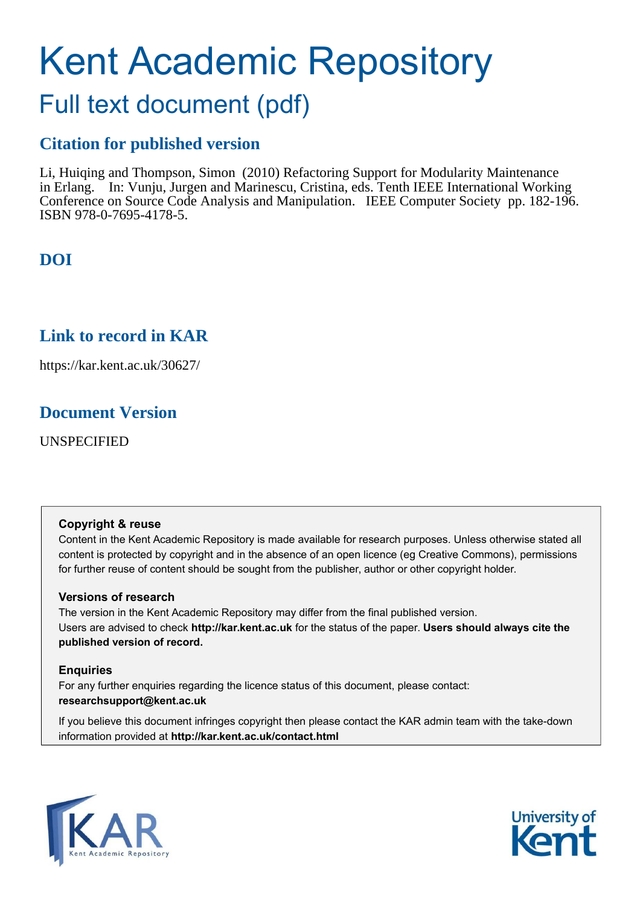# Kent Academic Repository

## Full text document (pdf)

### Citation for published version

Li, Huiqing and Thompson, Simon (2010) Refactoring Support for Modularity Maintenance in Erlang. In: Vunju, Jurgen and Marinescu, Cristina, eds. Tenth IEEE International Working Conference on Source Code Analysis and Manipulation. IEEE Computer Society pp. 182-196. ISBN 978-0-7695-4178-5.

### DOI

### Link to record in KAR

https://kar.kent.ac.uk/30627/

### Document Version

UNSPECIFIED

**Copyright & reuse**

Content in the Kent Academic Repository is made available for research purposes. Unless otherwise stated all content is protected by copyright and in the absence of an open licence (eg Creative Commons), permissions for further reuse of content should be sought from the publisher, author or other copyright holder.

**Versions of research**

The version in the Kent Academic Repository may differ from the final published version.
Users are advised to check **http://kar.kent.ac.uk** for the status of the paper. **Users should always cite the published version of record.**

**Enquiries**

For any further enquiries regarding the licence status of this document, please contact:
**researchsupport@kent.ac.uk**

If you believe this document infringes copyright then please contact the KAR admin team with the take-down information provided at **http://kar.kent.ac.uk/contact.html**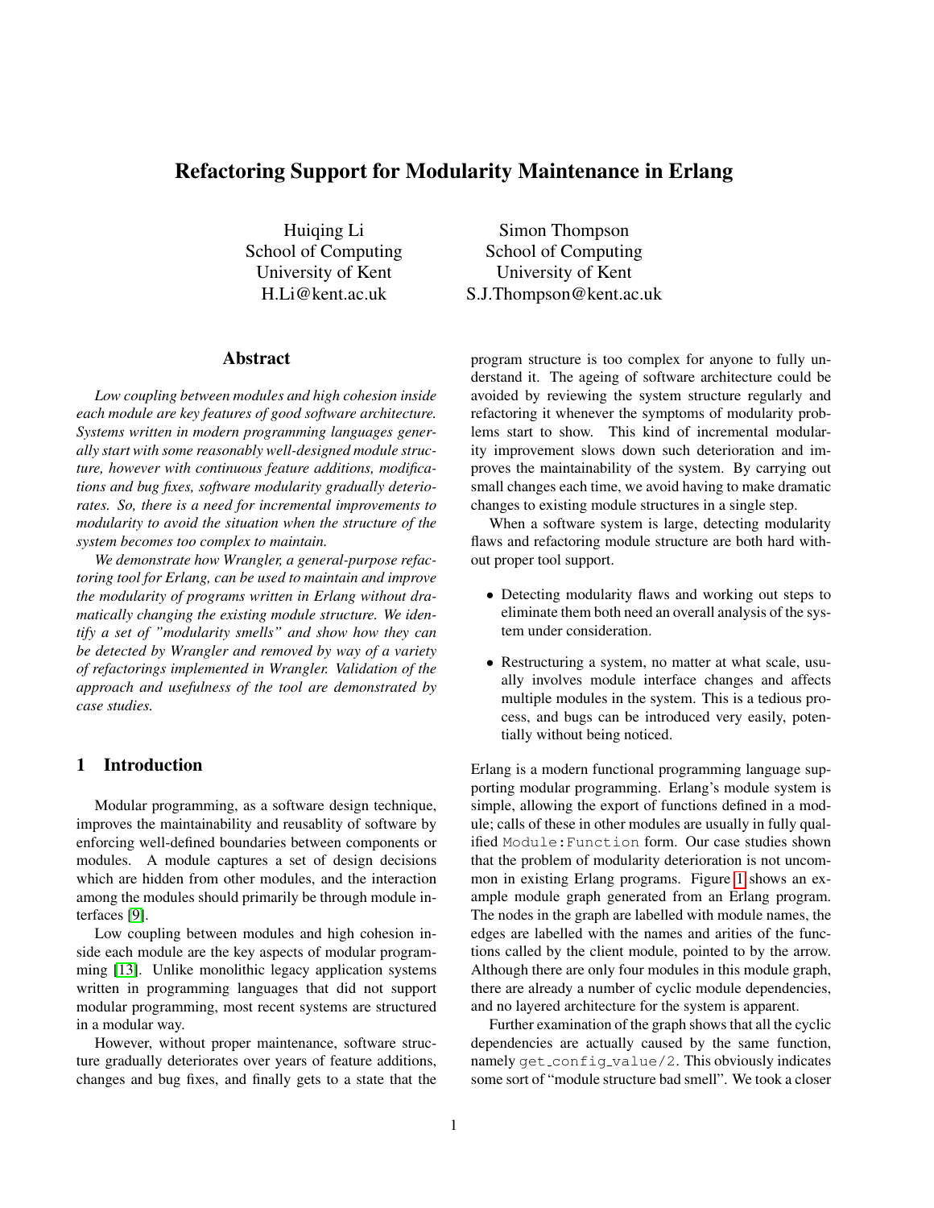# Refactoring Support for Modularity Maintenance in Erlang

Huiqing Li
School of Computing
University of Kent
H.Li@kent.ac.uk

Simon Thompson
School of Computing
University of Kent
S.J.Thompson@kent.ac.uk

## Abstract

*Low coupling between modules and high cohesion inside each module are key features of good software architecture. Systems written in modern programming languages generally start with some reasonably well-designed module structure, however with continuous feature additions, modifications and bug fixes, software modularity gradually deteriorates. So, there is a need for incremental improvements to modularity to avoid the situation when the structure of the system becomes too complex to maintain.*

*We demonstrate how Wrangler, a general-purpose refactoring tool for Erlang, can be used to maintain and improve the modularity of programs written in Erlang without dramatically changing the existing module structure. We identify a set of "modularity smells" and show how they can be detected by Wrangler and removed by way of a variety of refactorings implemented in Wrangler. Validation of the approach and usefulness of the tool are demonstrated by case studies.*

## 1 Introduction

Modular programming, as a software design technique, improves the maintainability and reusablity of software by enforcing well-defined boundaries between components or modules. A module captures a set of design decisions which are hidden from other modules, and the interaction among the modules should primarily be through module interfaces [9].

Low coupling between modules and high cohesion inside each module are the key aspects of modular programming [13]. Unlike monolithic legacy application systems written in programming languages that did not support modular programming, most recent systems are structured in a modular way.

However, without proper maintenance, software structure gradually deteriorates over years of feature additions, changes and bug fixes, and finally gets to a state that the program structure is too complex for anyone to fully understand it. The ageing of software architecture could be avoided by reviewing the system structure regularly and refactoring it whenever the symptoms of modularity problems start to show. This kind of incremental modularity improvement slows down such deterioration and improves the maintainability of the system. By carrying out small changes each time, we avoid having to make dramatic changes to existing module structures in a single step.

When a software system is large, detecting modularity flaws and refactoring module structure are both hard without proper tool support.

- Detecting modularity flaws and working out steps to eliminate them both need an overall analysis of the system under consideration.
- Restructuring a system, no matter at what scale, usually involves module interface changes and affects multiple modules in the system. This is a tedious process, and bugs can be introduced very easily, potentially without being noticed.

Erlang is a modern functional programming language supporting modular programming. Erlang's module system is simple, allowing the export of functions defined in a module; calls of these in other modules are usually in fully qualified `Module:Function` form. Our case studies shown that the problem of modularity deterioration is not uncommon in existing Erlang programs. Figure 1 shows an example module graph generated from an Erlang program. The nodes in the graph are labelled with module names, the edges are labelled with the names and arities of the functions called by the client module, pointed to by the arrow. Although there are only four modules in this module graph, there are already a number of cyclic module dependencies, and no layered architecture for the system is apparent.

Further examination of the graph shows that all the cyclic dependencies are actually caused by the same function, namely `get_config_value/2`. This obviously indicates some sort of "module structure bad smell". We took a closer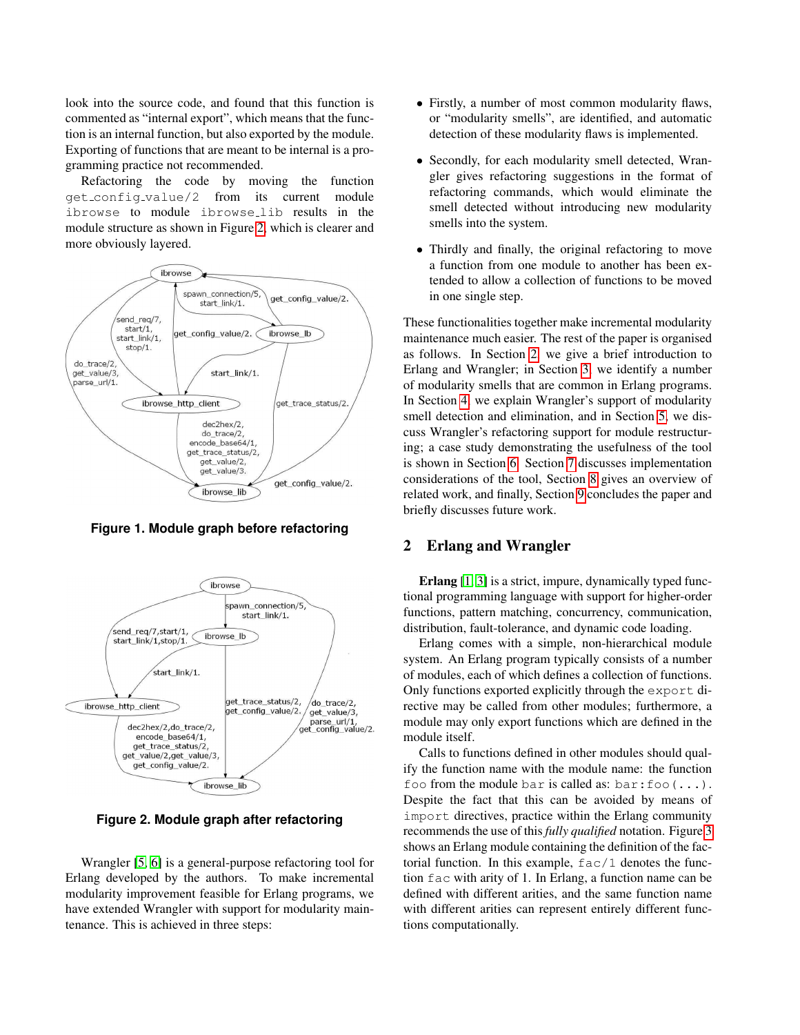look into the source code, and found that this function is commented as "internal export", which means that the function is an internal function, but also exported by the module. Exporting of functions that are meant to be internal is a programming practice not recommended.

Refactoring the code by moving the function `get_config_value/2` from its current module `ibrowse` to module `ibrowse_lib` results in the module structure as shown in Figure 2, which is clearer and more obviously layered.

**Figure 1. Module graph before refactoring**

**Figure 2. Module graph after refactoring**

Wrangler [5, 6] is a general-purpose refactoring tool for Erlang developed by the authors. To make incremental modularity improvement feasible for Erlang programs, we have extended Wrangler with support for modularity maintenance. This is achieved in three steps:

- Firstly, a number of most common modularity flaws, or "modularity smells", are identified, and automatic detection of these modularity flaws is implemented.
- Secondly, for each modularity smell detected, Wrangler gives refactoring suggestions in the format of refactoring commands, which would eliminate the smell detected without introducing new modularity smells into the system.
- Thirdly and finally, the original refactoring to move a function from one module to another has been extended to allow a collection of functions to be moved in one single step.

These functionalities together make incremental modularity maintenance much easier. The rest of the paper is organised as follows. In Section 2, we give a brief introduction to Erlang and Wrangler; in Section 3, we identify a number of modularity smells that are common in Erlang programs. In Section 4, we explain Wrangler's support of modularity smell detection and elimination, and in Section 5, we discuss Wrangler's refactoring support for module restructuring; a case study demonstrating the usefulness of the tool is shown in Section 6. Section 7 discusses implementation considerations of the tool, Section 8 gives an overview of related work, and finally, Section 9 concludes the paper and briefly discusses future work.

## 2 Erlang and Wrangler

**Erlang** [1, 3] is a strict, impure, dynamically typed functional programming language with support for higher-order functions, pattern matching, concurrency, communication, distribution, fault-tolerance, and dynamic code loading.

Erlang comes with a simple, non-hierarchical module system. An Erlang program typically consists of a number of modules, each of which defines a collection of functions. Only functions exported explicitly through the `export` directive may be called from other modules; furthermore, a module may only export functions which are defined in the module itself.

Calls to functions defined in other modules should qualify the function name with the module name: the function `foo` from the module `bar` is called as: `bar:foo(...)`. Despite the fact that this can be avoided by means of `import` directives, practice within the Erlang community recommends the use of this *fully qualified* notation. Figure 3 shows an Erlang module containing the definition of the factorial function. In this example, `fac/1` denotes the function `fac` with arity of 1. In Erlang, a function name can be defined with different arities, and the same function name with different arities can represent entirely different functions computationally.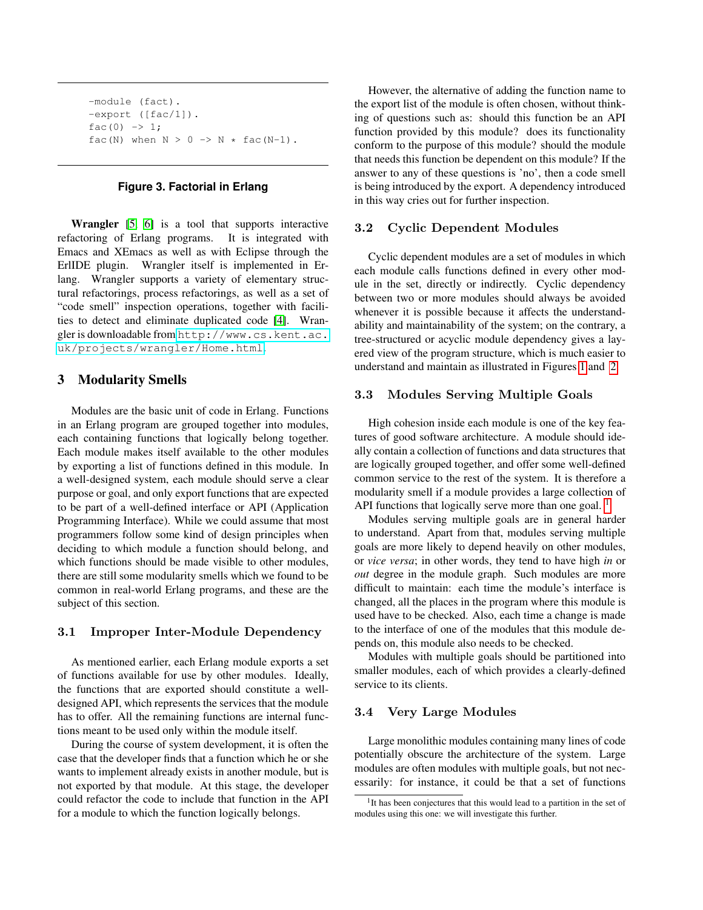```
-module (fact).
-export ([fac/1]).
fac(0) -> 1;
fac(N) when N > 0 -> N * fac(N-1).
```

**Figure 3. Factorial in Erlang**

**Wrangler** [5, 6] is a tool that supports interactive refactoring of Erlang programs. It is integrated with Emacs and XEmacs as well as with Eclipse through the ErlIDE plugin. Wrangler itself is implemented in Erlang. Wrangler supports a variety of elementary structural refactorings, process refactorings, as well as a set of "code smell" inspection operations, together with facilities to detect and eliminate duplicated code [4]. Wrangler is downloadable from `http://www.cs.kent.ac.uk/projects/wrangler/Home.html`.

## 3 Modularity Smells

Modules are the basic unit of code in Erlang. Functions in an Erlang program are grouped together into modules, each containing functions that logically belong together. Each module makes itself available to the other modules by exporting a list of functions defined in this module. In a well-designed system, each module should serve a clear purpose or goal, and only export functions that are expected to be part of a well-defined interface or API (Application Programming Interface). While we could assume that most programmers follow some kind of design principles when deciding to which module a function should belong, and which functions should be made visible to other modules, there are still some modularity smells which we found to be common in real-world Erlang programs, and these are the subject of this section.

### 3.1 Improper Inter-Module Dependency

As mentioned earlier, each Erlang module exports a set of functions available for use by other modules. Ideally, the functions that are exported should constitute a well-designed API, which represents the services that the module has to offer. All the remaining functions are internal functions meant to be used only within the module itself.

During the course of system development, it is often the case that the developer finds that a function which he or she wants to implement already exists in another module, but is not exported by that module. At this stage, the developer could refactor the code to include that function in the API for a module to which the function logically belongs.

However, the alternative of adding the function name to the export list of the module is often chosen, without thinking of questions such as: should this function be an API function provided by this module? does its functionality conform to the purpose of this module? should the module that needs this function be dependent on this module? If the answer to any of these questions is 'no', then a code smell is being introduced by the export. A dependency introduced in this way cries out for further inspection.

### 3.2 Cyclic Dependent Modules

Cyclic dependent modules are a set of modules in which each module calls functions defined in every other module in the set, directly or indirectly. Cyclic dependency between two or more modules should always be avoided whenever it is possible because it affects the understandability and maintainability of the system; on the contrary, a tree-structured or acyclic module dependency gives a layered view of the program structure, which is much easier to understand and maintain as illustrated in Figures 1 and 2.

### 3.3 Modules Serving Multiple Goals

High cohesion inside each module is one of the key features of good software architecture. A module should ideally contain a collection of functions and data structures that are logically grouped together, and offer some well-defined common service to the rest of the system. It is therefore a modularity smell if a module provides a large collection of API functions that logically serve more than one goal. [1]

Modules serving multiple goals are in general harder to understand. Apart from that, modules serving multiple goals are more likely to depend heavily on other modules, or *vice versa*; in other words, they tend to have high *in* or *out* degree in the module graph. Such modules are more difficult to maintain: each time the module's interface is changed, all the places in the program where this module is used have to be checked. Also, each time a change is made to the interface of one of the modules that this module depends on, this module also needs to be checked.

Modules with multiple goals should be partitioned into smaller modules, each of which provides a clearly-defined service to its clients.

### 3.4 Very Large Modules

Large monolithic modules containing many lines of code potentially obscure the architecture of the system. Large modules are often modules with multiple goals, but not necessarily: for instance, it could be that a set of functions

[1] It has been conjectures that this would lead to a partition in the set of modules using this one: we will investigate this further.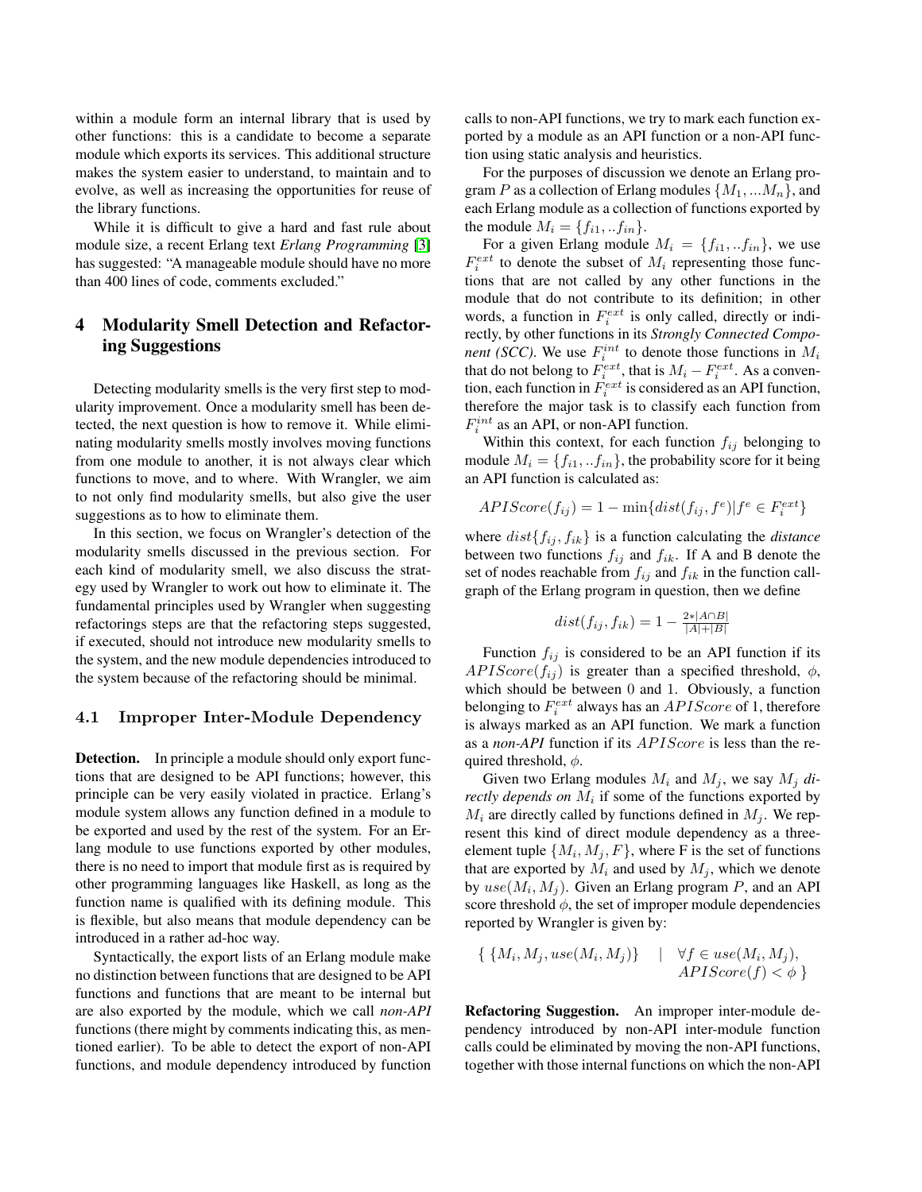within a module form an internal library that is used by other functions: this is a candidate to become a separate module which exports its services. This additional structure makes the system easier to understand, to maintain and to evolve, as well as increasing the opportunities for reuse of the library functions.

While it is difficult to give a hard and fast rule about module size, a recent Erlang text *Erlang Programming* [3] has suggested: "A manageable module should have no more than 400 lines of code, comments excluded."

## 4 Modularity Smell Detection and Refactoring Suggestions

Detecting modularity smells is the very first step to modularity improvement. Once a modularity smell has been detected, the next question is how to remove it. While eliminating modularity smells mostly involves moving functions from one module to another, it is not always clear which functions to move, and to where. With Wrangler, we aim to not only find modularity smells, but also give the user suggestions as to how to eliminate them.

In this section, we focus on Wrangler's detection of the modularity smells discussed in the previous section. For each kind of modularity smell, we also discuss the strategy used by Wrangler to work out how to eliminate it. The fundamental principles used by Wrangler when suggesting refactorings steps are that the refactoring steps suggested, if executed, should not introduce new modularity smells to the system, and the new module dependencies introduced to the system because of the refactoring should be minimal.

### 4.1 Improper Inter-Module Dependency

**Detection.** In principle a module should only export functions that are designed to be API functions; however, this principle can be very easily violated in practice. Erlang's module system allows any function defined in a module to be exported and used by the rest of the system. For an Erlang module to use functions exported by other modules, there is no need to import that module first as is required by other programming languages like Haskell, as long as the function name is qualified with its defining module. This is flexible, but also means that module dependency can be introduced in a rather ad-hoc way.

Syntactically, the export lists of an Erlang module make no distinction between functions that are designed to be API functions and functions that are meant to be internal but are also exported by the module, which we call *non-API* functions (there might by comments indicating this, as mentioned earlier). To be able to detect the export of non-API functions, and module dependency introduced by function calls to non-API functions, we try to mark each function exported by a module as an API function or a non-API function using static analysis and heuristics.

For the purposes of discussion we denote an Erlang program $P$ as a collection of Erlang modules $\{M_1, ...M_n\}$, and each Erlang module as a collection of functions exported by the module $M_i = \{f_{i1}, ..f_{in}\}$.

For a given Erlang module $M_i = \{f_{i1}, ..f_{in}\}$, we use $F_i^{ext}$ to denote the subset of $M_i$ representing those functions that are not called by any other functions in the module that do not contribute to its definition; in other words, a function in $F_i^{ext}$ is only called, directly or indirectly, by other functions in its *Strongly Connected Component (SCC)*. We use $F_i^{int}$ to denote those functions in $M_i$ that do not belong to $F_i^{ext}$, that is $M_i - F_i^{ext}$. As a convention, each function in $F_i^{ext}$ is considered as an API function, therefore the major task is to classify each function from $F_i^{int}$ as an API, or non-API function.

Within this context, for each function $f_{ij}$ belonging to module $M_i = \{f_{i1}, ..f_{in}\}$, the probability score for it being an API function is calculated as:

$$APIScore(f_{ij}) = 1 - \min\{dist(f_{ij}, f^e) | f^e \in F_i^{ext}\}$$

where $dist\{f_{ij}, f_{ik}\}$ is a function calculating the *distance* between two functions $f_{ij}$ and $f_{ik}$. If A and B denote the set of nodes reachable from $f_{ij}$ and $f_{ik}$ in the function callgraph of the Erlang program in question, then we define

$$dist(f_{ij}, f_{ik}) = 1 - \frac{2*|A \cap B|}{|A|+|B|}$$

Function $f_{ij}$ is considered to be an API function if its $APIScore(f_{ij})$ is greater than a specified threshold, $\phi$, which should be between 0 and 1. Obviously, a function belonging to $F_i^{ext}$ always has an $APIScore$ of 1, therefore is always marked as an API function. We mark a function as a *non-API* function if its $APIScore$ is less than the required threshold, $\phi$.

Given two Erlang modules $M_i$ and $M_j$, we say $M_j$ *directly depends on* $M_i$ if some of the functions exported by $M_i$ are directly called by functions defined in $M_j$. We represent this kind of direct module dependency as a three-element tuple $\{M_i, M_j, F\}$, where F is the set of functions that are exported by $M_i$ and used by $M_j$, which we denote by $use(M_i, M_j)$. Given an Erlang program $P$, and an API score threshold $\phi$, the set of improper module dependencies reported by Wrangler is given by:

$$\{ \{M_i, M_j, use(M_i, M_j)\} \quad | \quad \forall f \in use(M_i, M_j), \; APIScore(f) < \phi \}$$

**Refactoring Suggestion.** An improper inter-module dependency introduced by non-API inter-module function calls could be eliminated by moving the non-API functions, together with those internal functions on which the non-API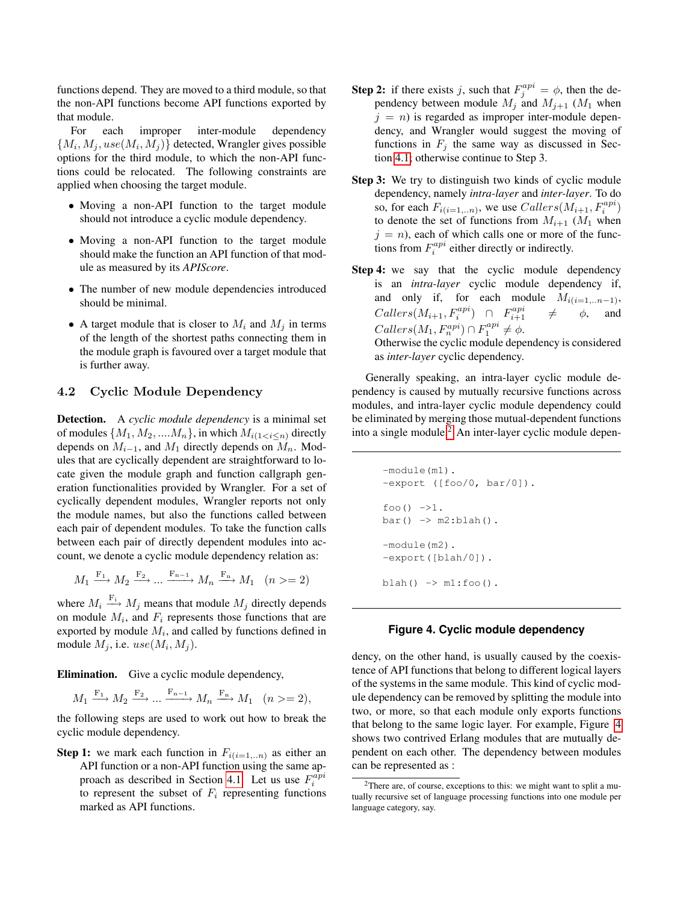functions depend. They are moved to a third module, so that the non-API functions become API functions exported by that module.

For each improper inter-module dependency $\{M_i, M_j, use(M_i, M_j)\}$ detected, Wrangler gives possible options for the third module, to which the non-API functions could be relocated. The following constraints are applied when choosing the target module.

- Moving a non-API function to the target module should not introduce a cyclic module dependency.
- Moving a non-API function to the target module should make the function an API function of that module as measured by its *APIScore*.
- The number of new module dependencies introduced should be minimal.
- A target module that is closer to $M_i$ and $M_j$ in terms of the length of the shortest paths connecting them in the module graph is favoured over a target module that is further away.

## 4.2 Cyclic Module Dependency

**Detection.** A *cyclic module dependency* is a minimal set of modules $\{M_1, M_2, ....M_n\}$, in which $M_{i(1<i\leq n)}$ directly depends on $M_{i-1}$, and $M_1$ directly depends on $M_n$. Modules that are cyclically dependent are straightforward to locate given the module graph and function callgraph generation functionalities provided by Wrangler. For a set of cyclically dependent modules, Wrangler reports not only the module names, but also the functions called between each pair of dependent modules. To take the function calls between each pair of directly dependent modules into account, we denote a cyclic module dependency relation as:

$$M_1 \xrightarrow{F_1} M_2 \xrightarrow{F_2} ... \xrightarrow{F_{n-1}} M_n \xrightarrow{F_n} M_1 \quad (n >= 2)$$

where $M_i \xrightarrow{F_i} M_j$ means that module $M_j$ directly depends on module $M_i$, and $F_i$ represents those functions that are exported by module $M_i$, and called by functions defined in module $M_j$, i.e. $use(M_i, M_j)$.

**Elimination.** Give a cyclic module dependency,

$$M_1 \xrightarrow{F_1} M_2 \xrightarrow{F_2} ... \xrightarrow{F_{n-1}} M_n \xrightarrow{F_n} M_1 \quad (n >= 2),$$

the following steps are used to work out how to break the cyclic module dependency.

**Step 1:** we mark each function in $F_{i(i=1,..n)}$ as either an API function or a non-API function using the same approach as described in Section 4.1. Let us use $F_i^{api}$ to represent the subset of $F_i$ representing functions marked as API functions.

**Step 2:** if there exists $j$, such that $F_j^{api} = \phi$, then the dependency between module $M_j$ and $M_{j+1}$ ($M_1$ when $j = n$) is regarded as improper inter-module dependency, and Wrangler would suggest the moving of functions in $F_j$ the same way as discussed in Section 4.1, otherwise continue to Step 3.

**Step 3:** We try to distinguish two kinds of cyclic module dependency, namely *intra-layer* and *inter-layer*. To do so, for each $F_{i(i=1,..n)}$, we use $Callers(M_{i+1}, F_i^{api})$ to denote the set of functions from $M_{i+1}$ ($M_1$ when $j = n$), each of which calls one or more of the functions from $F_i^{api}$ either directly or indirectly.

**Step 4:** we say that the cyclic module dependency is an *intra-layer* cyclic module dependency if, and only if, for each module $M_{i(i=1,..n-1)}$, $Callers(M_{i+1}, F_i^{api}) \cap F_{i+1}^{api} \neq \phi$, and $Callers(M_1, F_n^{api}) \cap F_1^{api} \neq \phi$.
Otherwise the cyclic module dependency is considered as *inter-layer* cyclic dependency.

Generally speaking, an intra-layer cyclic module dependency is caused by mutually recursive functions across modules, and intra-layer cyclic module dependency could be eliminated by merging those mutual-dependent functions into a single module.[2] An inter-layer cyclic module dependency, on the other hand, is usually caused by the coexistence of API functions that belong to different logical layers of the systems in the same module. This kind of cyclic module dependency can be removed by splitting the module into two, or more, so that each module only exports functions that belong to the same logic layer. For example, Figure 4 shows two contrived Erlang modules that are mutually dependent on each other. The dependency between modules can be represented as :

```
-module(m1).
-export ([foo/0, bar/0]).

foo() ->1.
bar() -> m2:blah().

-module(m2).
-export([blah/0]).

blah() -> m1:foo().
```

**Figure 4. Cyclic module dependency**

[2] There are, of course, exceptions to this: we might want to split a mutually recursive set of language processing functions into one module per language category, say.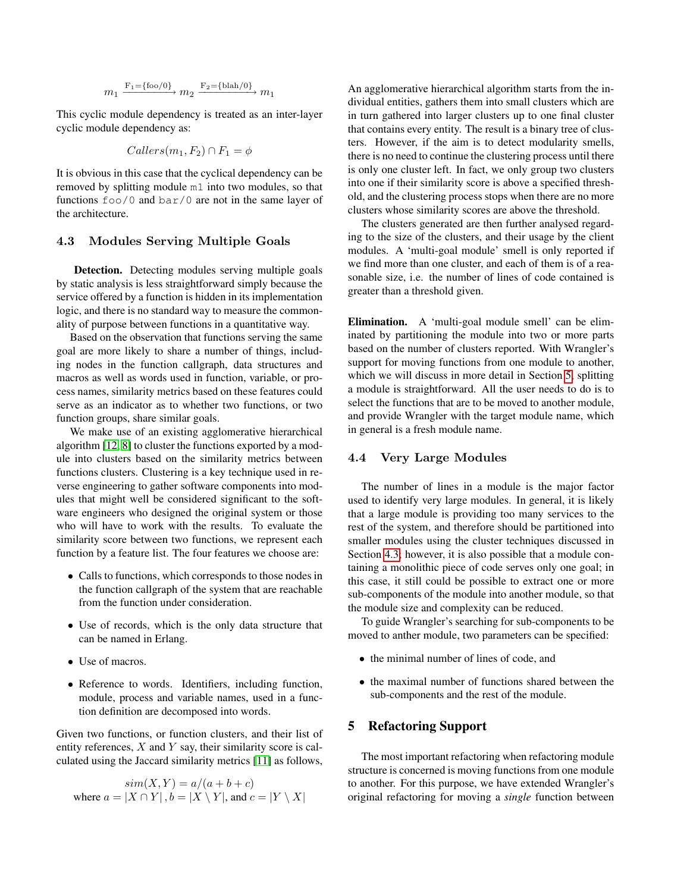$$m_1 \xrightarrow{F_1=\{\text{foo/0}\}} m_2 \xrightarrow{F_2=\{\text{blah/0}\}} m_1$$

This cyclic module dependency is treated as an inter-layer cyclic module dependency as:

$$Callers(m_1, F_2) \cap F_1 = \phi$$

It is obvious in this case that the cyclical dependency can be removed by splitting module `m1` into two modules, so that functions `foo/0` and `bar/0` are not in the same layer of the architecture.

### 4.3 Modules Serving Multiple Goals

**Detection.** Detecting modules serving multiple goals by static analysis is less straightforward simply because the service offered by a function is hidden in its implementation logic, and there is no standard way to measure the commonality of purpose between functions in a quantitative way.

Based on the observation that functions serving the same goal are more likely to share a number of things, including nodes in the function callgraph, data structures and macros as well as words used in function, variable, or process names, similarity metrics based on these features could serve as an indicator as to whether two functions, or two function groups, share similar goals.

We make use of an existing agglomerative hierarchical algorithm [12, 8] to cluster the functions exported by a module into clusters based on the similarity metrics between functions clusters. Clustering is a key technique used in reverse engineering to gather software components into modules that might well be considered significant to the software engineers who designed the original system or those who will have to work with the results. To evaluate the similarity score between two functions, we represent each function by a feature list. The four features we choose are:

- Calls to functions, which corresponds to those nodes in the function callgraph of the system that are reachable from the function under consideration.
- Use of records, which is the only data structure that can be named in Erlang.
- Use of macros.
- Reference to words. Identifiers, including function, module, process and variable names, used in a function definition are decomposed into words.

Given two functions, or function clusters, and their list of entity references, $X$ and $Y$ say, their similarity score is calculated using the Jaccard similarity metrics [11] as follows,

$$sim(X, Y) = a/(a + b + c)$$
where $a = |X \cap Y|$, $b = |X \setminus Y|$, and $c = |Y \setminus X|$

An agglomerative hierarchical algorithm starts from the individual entities, gathers them into small clusters which are in turn gathered into larger clusters up to one final cluster that contains every entity. The result is a binary tree of clusters. However, if the aim is to detect modularity smells, there is no need to continue the clustering process until there is only one cluster left. In fact, we only group two clusters into one if their similarity score is above a specified threshold, and the clustering process stops when there are no more clusters whose similarity scores are above the threshold.

The clusters generated are then further analysed regarding to the size of the clusters, and their usage by the client modules. A 'multi-goal module' smell is only reported if we find more than one cluster, and each of them is of a reasonable size, i.e. the number of lines of code contained is greater than a threshold given.

**Elimination.** A 'multi-goal module smell' can be eliminated by partitioning the module into two or more parts based on the number of clusters reported. With Wrangler's support for moving functions from one module to another, which we will discuss in more detail in Section 5, splitting a module is straightforward. All the user needs to do is to select the functions that are to be moved to another module, and provide Wrangler with the target module name, which in general is a fresh module name.

### 4.4 Very Large Modules

The number of lines in a module is the major factor used to identify very large modules. In general, it is likely that a large module is providing too many services to the rest of the system, and therefore should be partitioned into smaller modules using the cluster techniques discussed in Section 4.3; however, it is also possible that a module containing a monolithic piece of code serves only one goal; in this case, it still could be possible to extract one or more sub-components of the module into another module, so that the module size and complexity can be reduced.

To guide Wrangler's searching for sub-components to be moved to anther module, two parameters can be specified:

- the minimal number of lines of code, and
- the maximal number of functions shared between the sub-components and the rest of the module.

## 5 Refactoring Support

The most important refactoring when refactoring module structure is concerned is moving functions from one module to another. For this purpose, we have extended Wrangler's original refactoring for moving a *single* function between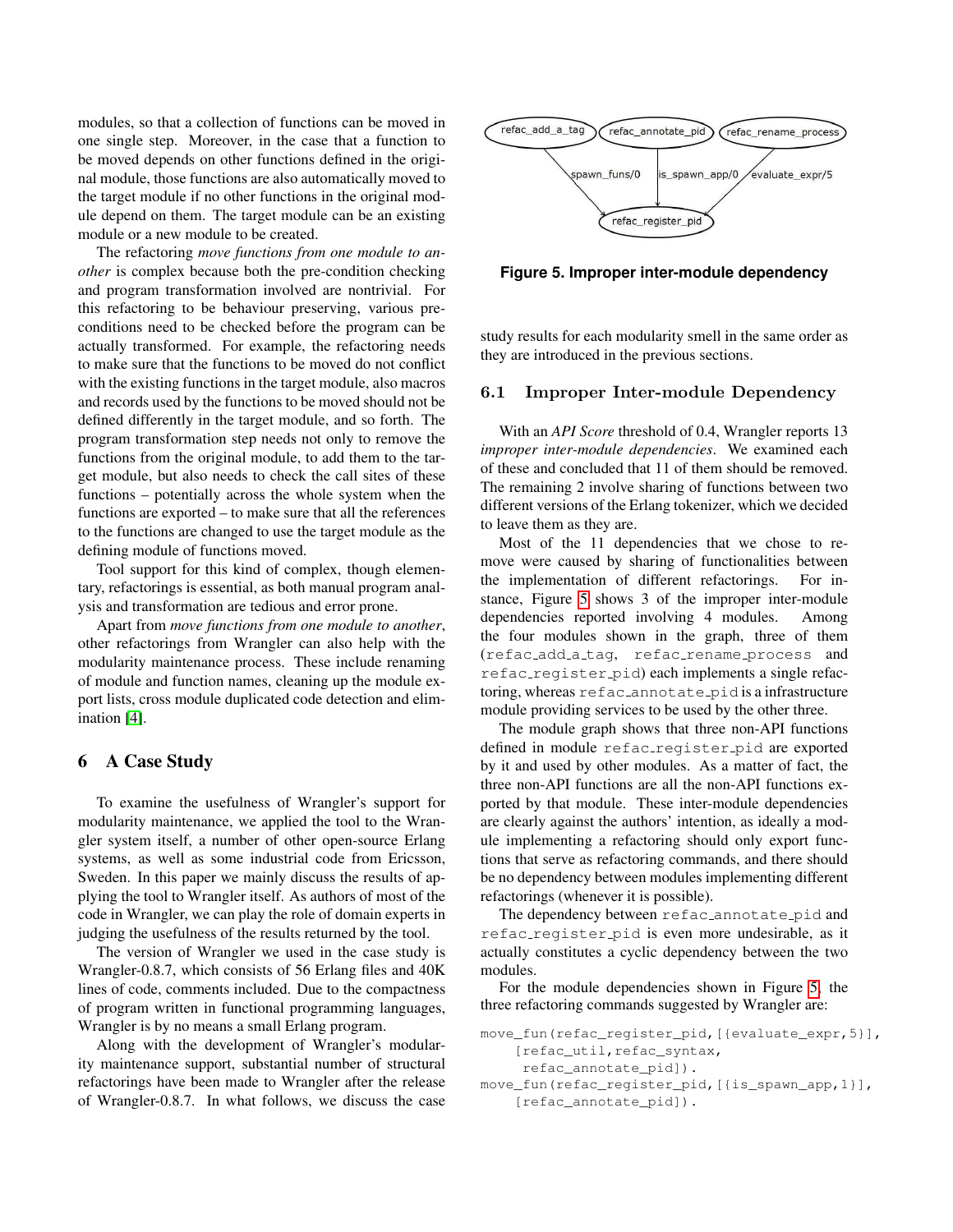modules, so that a collection of functions can be moved in one single step. Moreover, in the case that a function to be moved depends on other functions defined in the original module, those functions are also automatically moved to the target module if no other functions in the original module depend on them. The target module can be an existing module or a new module to be created.

The refactoring *move functions from one module to another* is complex because both the pre-condition checking and program transformation involved are nontrivial. For this refactoring to be behaviour preserving, various preconditions need to be checked before the program can be actually transformed. For example, the refactoring needs to make sure that the functions to be moved do not conflict with the existing functions in the target module, also macros and records used by the functions to be moved should not be defined differently in the target module, and so forth. The program transformation step needs not only to remove the functions from the original module, to add them to the target module, but also needs to check the call sites of these functions – potentially across the whole system when the functions are exported – to make sure that all the references to the functions are changed to use the target module as the defining module of functions moved.

Tool support for this kind of complex, though elementary, refactorings is essential, as both manual program analysis and transformation are tedious and error prone.

Apart from *move functions from one module to another*, other refactorings from Wrangler can also help with the modularity maintenance process. These include renaming of module and function names, cleaning up the module export lists, cross module duplicated code detection and elimination [4].

## 6 A Case Study

To examine the usefulness of Wrangler's support for modularity maintenance, we applied the tool to the Wrangler system itself, a number of other open-source Erlang systems, as well as some industrial code from Ericsson, Sweden. In this paper we mainly discuss the results of applying the tool to Wrangler itself. As authors of most of the code in Wrangler, we can play the role of domain experts in judging the usefulness of the results returned by the tool.

The version of Wrangler we used in the case study is Wrangler-0.8.7, which consists of 56 Erlang files and 40K lines of code, comments included. Due to the compactness of program written in functional programming languages, Wrangler is by no means a small Erlang program.

Along with the development of Wrangler's modularity maintenance support, substantial number of structural refactorings have been made to Wrangler after the release of Wrangler-0.8.7. In what follows, we discuss the case study results for each modularity smell in the same order as they are introduced in the previous sections.

refac_add_a_tag
refac_annotate_pid
refac_rename_process
spawn_funs/0
is_spawn_app/0
evaluate_expr/5
refac_register_pid

**Figure 5. Improper inter-module dependency**

### 6.1 Improper Inter-module Dependency

With an *API Score* threshold of 0.4, Wrangler reports 13 *improper inter-module dependencies*. We examined each of these and concluded that 11 of them should be removed. The remaining 2 involve sharing of functions between two different versions of the Erlang tokenizer, which we decided to leave them as they are.

Most of the 11 dependencies that we chose to remove were caused by sharing of functionalities between the implementation of different refactorings. For instance, Figure 5 shows 3 of the improper inter-module dependencies reported involving 4 modules. Among the four modules shown in the graph, three of them (`refac_add_a_tag`, `refac_rename_process` and `refac_register_pid`) each implements a single refactoring, whereas `refac_annotate_pid` is a infrastructure module providing services to be used by the other three.

The module graph shows that three non-API functions defined in module `refac_register_pid` are exported by it and used by other modules. As a matter of fact, the three non-API functions are all the non-API functions exported by that module. These inter-module dependencies are clearly against the authors' intention, as ideally a module implementing a refactoring should only export functions that serve as refactoring commands, and there should be no dependency between modules implementing different refactorings (whenever it is possible).

The dependency between `refac_annotate_pid` and `refac_register_pid` is even more undesirable, as it actually constitutes a cyclic dependency between the two modules.

For the module dependencies shown in Figure 5, the three refactoring commands suggested by Wrangler are:

```
move_fun(refac_register_pid,[{evaluate_expr,5}],
    [refac_util,refac_syntax,
     refac_annotate_pid]).
move_fun(refac_register_pid,[{is_spawn_app,1}],
    [refac_annotate_pid]).
```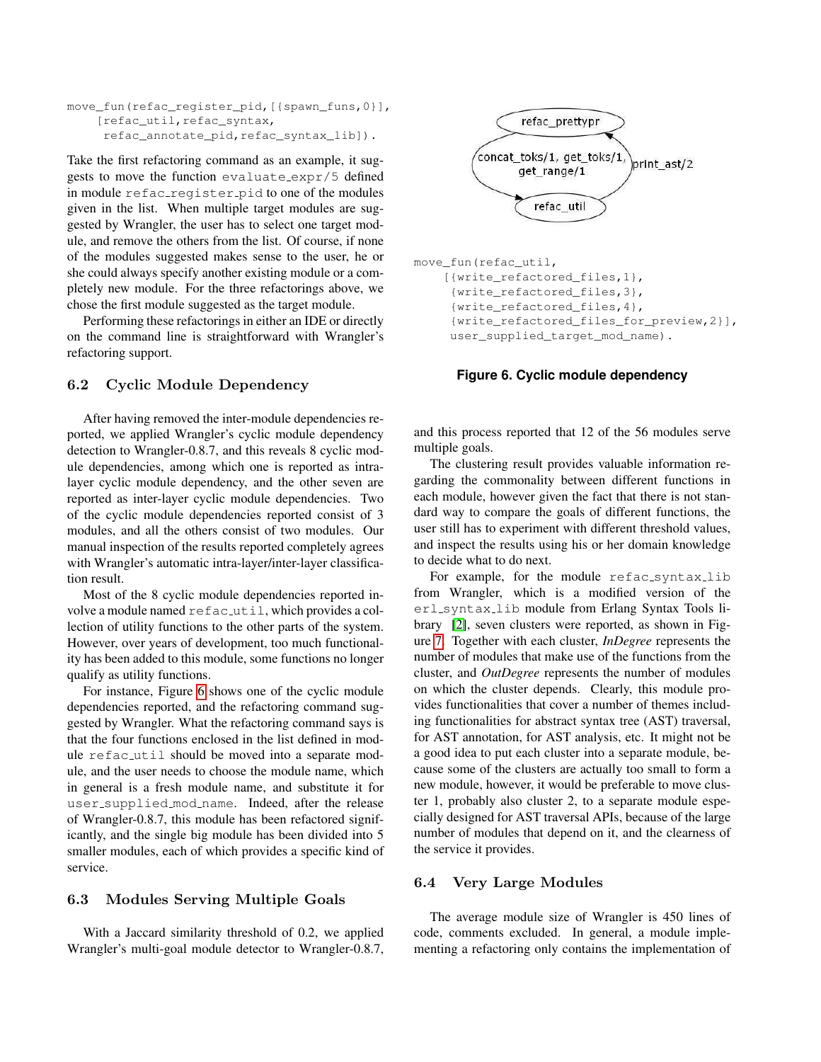```
move_fun(refac_register_pid,[{spawn_funs,0}],
    [refac_util,refac_syntax,
     refac_annotate_pid,refac_syntax_lib]).
```

Take the first refactoring command as an example, it suggests to move the function `evaluate_expr/5` defined in module `refac_register_pid` to one of the modules given in the list. When multiple target modules are suggested by Wrangler, the user has to select one target module, and remove the others from the list. Of course, if none of the modules suggested makes sense to the user, he or she could always specify another existing module or a completely new module. For the three refactorings above, we chose the first module suggested as the target module.

Performing these refactorings in either an IDE or directly on the command line is straightforward with Wrangler's refactoring support.

### 6.2 Cyclic Module Dependency

After having removed the inter-module dependencies reported, we applied Wrangler's cyclic module dependency detection to Wrangler-0.8.7, and this reveals 8 cyclic module dependencies, among which one is reported as intra-layer cyclic module dependency, and the other seven are reported as inter-layer cyclic module dependencies. Two of the cyclic module dependencies reported consist of 3 modules, and all the others consist of two modules. Our manual inspection of the results reported completely agrees with Wrangler's automatic intra-layer/inter-layer classification result.

Most of the 8 cyclic module dependencies reported involve a module named `refac_util`, which provides a collection of utility functions to the other parts of the system. However, over years of development, too much functionality has been added to this module, some functions no longer qualify as utility functions.

For instance, Figure 6 shows one of the cyclic module dependencies reported, and the refactoring command suggested by Wrangler. What the refactoring command says is that the four functions enclosed in the list defined in module `refac_util` should be moved into a separate module, and the user needs to choose the module name, which in general is a fresh module name, and substitute it for `user_supplied_mod_name`. Indeed, after the release of Wrangler-0.8.7, this module has been refactored significantly, and the single big module has been divided into 5 smaller modules, each of which provides a specific kind of service.

```
move_fun(refac_util,
    [{write_refactored_files,1},
     {write_refactored_files,3},
     {write_refactored_files,4},
     {write_refactored_files_for_preview,2}],
     user_supplied_target_mod_name).
```

**Figure 6. Cyclic module dependency**

### 6.3 Modules Serving Multiple Goals

With a Jaccard similarity threshold of 0.2, we applied Wrangler's multi-goal module detector to Wrangler-0.8.7, and this process reported that 12 of the 56 modules serve multiple goals.

The clustering result provides valuable information regarding the commonality between different functions in each module, however given the fact that there is not standard way to compare the goals of different functions, the user still has to experiment with different threshold values, and inspect the results using his or her domain knowledge to decide what to do next.

For example, for the module `refac_syntax_lib` from Wrangler, which is a modified version of the `erl_syntax_lib` module from Erlang Syntax Tools library [2], seven clusters were reported, as shown in Figure 7. Together with each cluster, *InDegree* represents the number of modules that make use of the functions from the cluster, and *OutDegree* represents the number of modules on which the cluster depends. Clearly, this module provides functionalities that cover a number of themes including functionalities for abstract syntax tree (AST) traversal, for AST annotation, for AST analysis, etc. It might not be a good idea to put each cluster into a separate module, because some of the clusters are actually too small to form a new module, however, it would be preferable to move cluster 1, probably also cluster 2, to a separate module especially designed for AST traversal APIs, because of the large number of modules that depend on it, and the clearness of the service it provides.

### 6.4 Very Large Modules

The average module size of Wrangler is 450 lines of code, comments excluded. In general, a module implementing a refactoring only contains the implementation of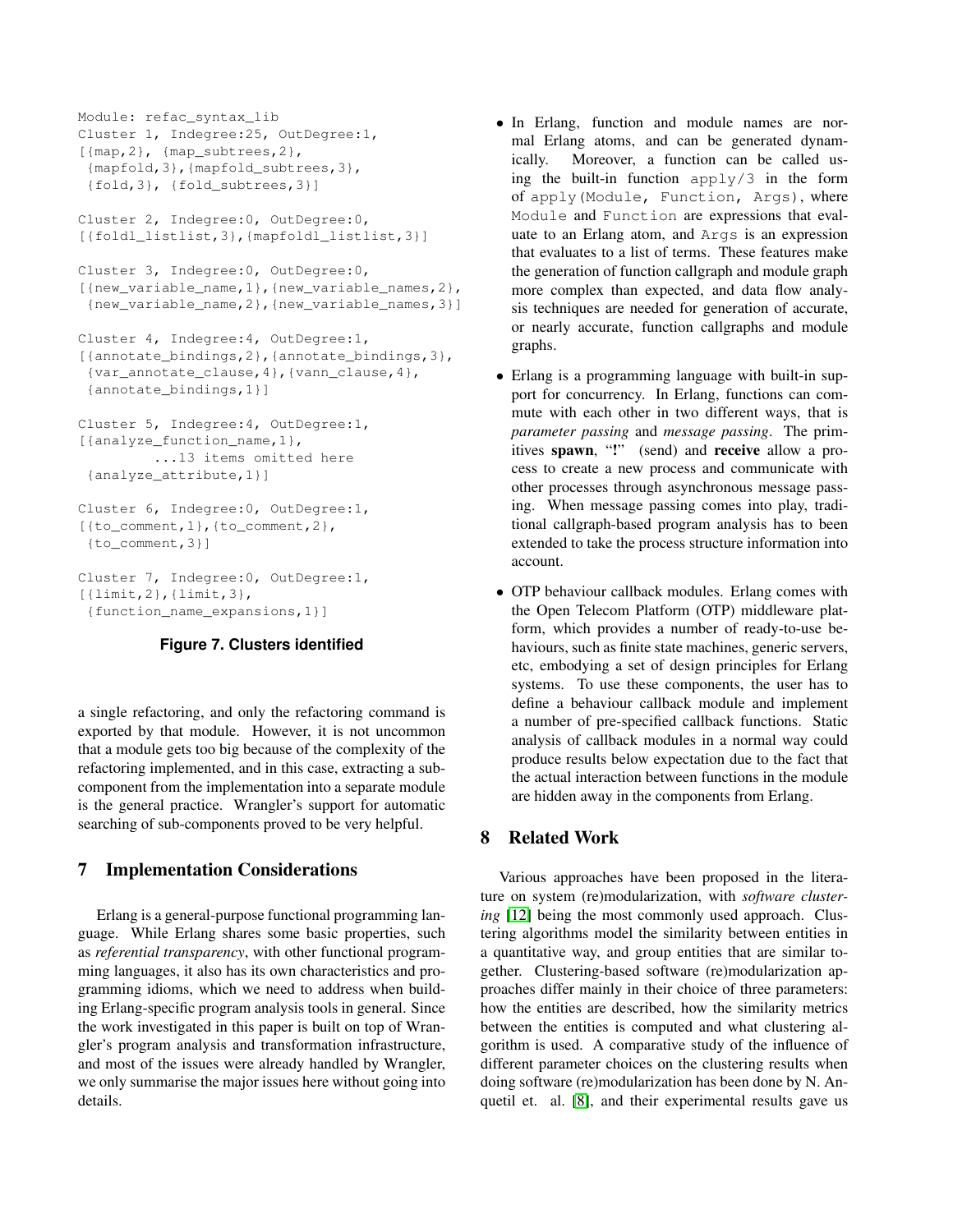```
Module: refac_syntax_lib
Cluster 1, Indegree:25, OutDegree:1,
[{map,2}, {map_subtrees,2},
 {mapfold,3},{mapfold_subtrees,3},
 {fold,3}, {fold_subtrees,3}]

Cluster 2, Indegree:0, OutDegree:0,
[{foldl_listlist,3},{mapfoldl_listlist,3}]

Cluster 3, Indegree:0, OutDegree:0,
[{new_variable_name,1},{new_variable_names,2},
 {new_variable_name,2},{new_variable_names,3}]

Cluster 4, Indegree:4, OutDegree:1,
[{annotate_bindings,2},{annotate_bindings,3},
 {var_annotate_clause,4},{vann_clause,4},
 {annotate_bindings,1}]

Cluster 5, Indegree:4, OutDegree:1,
[{analyze_function_name,1},
          ...13 items omitted here
 {analyze_attribute,1}]

Cluster 6, Indegree:0, OutDegree:1,
[{to_comment,1},{to_comment,2},
 {to_comment,3}]

Cluster 7, Indegree:0, OutDegree:1,
[{limit,2},{limit,3},
 {function_name_expansions,1}]
```

**Figure 7. Clusters identified**

a single refactoring, and only the refactoring command is exported by that module. However, it is not uncommon that a module gets too big because of the complexity of the refactoring implemented, and in this case, extracting a sub-component from the implementation into a separate module is the general practice. Wrangler's support for automatic searching of sub-components proved to be very helpful.

## 7 Implementation Considerations

Erlang is a general-purpose functional programming language. While Erlang shares some basic properties, such as *referential transparency*, with other functional programming languages, it also has its own characteristics and programming idioms, which we need to address when building Erlang-specific program analysis tools in general. Since the work investigated in this paper is built on top of Wrangler's program analysis and transformation infrastructure, and most of the issues were already handled by Wrangler, we only summarise the major issues here without going into details.

- In Erlang, function and module names are normal Erlang atoms, and can be generated dynamically. Moreover, a function can be called using the built-in function `apply/3` in the form of `apply(Module, Function, Args)`, where `Module` and `Function` are expressions that evaluate to an Erlang atom, and `Args` is an expression that evaluates to a list of terms. These features make the generation of function callgraph and module graph more complex than expected, and data flow analysis techniques are needed for generation of accurate, or nearly accurate, function callgraphs and module graphs.
- Erlang is a programming language with built-in support for concurrency. In Erlang, functions can commute with each other in two different ways, that is *parameter passing* and *message passing*. The primitives **spawn**, "**!**" (send) and **receive** allow a process to create a new process and communicate with other processes through asynchronous message passing. When message passing comes into play, traditional callgraph-based program analysis has to been extended to take the process structure information into account.
- OTP behaviour callback modules. Erlang comes with the Open Telecom Platform (OTP) middleware platform, which provides a number of ready-to-use behaviours, such as finite state machines, generic servers, etc, embodying a set of design principles for Erlang systems. To use these components, the user has to define a behaviour callback module and implement a number of pre-specified callback functions. Static analysis of callback modules in a normal way could produce results below expectation due to the fact that the actual interaction between functions in the module are hidden away in the components from Erlang.

## 8 Related Work

Various approaches have been proposed in the literature on system (re)modularization, with *software clustering* [12] being the most commonly used approach. Clustering algorithms model the similarity between entities in a quantitative way, and group entities that are similar together. Clustering-based software (re)modularization approaches differ mainly in their choice of three parameters: how the entities are described, how the similarity metrics between the entities is computed and what clustering algorithm is used. A comparative study of the influence of different parameter choices on the clustering results when doing software (re)modularization has been done by N. Anquetil et. al. [8], and their experimental results gave us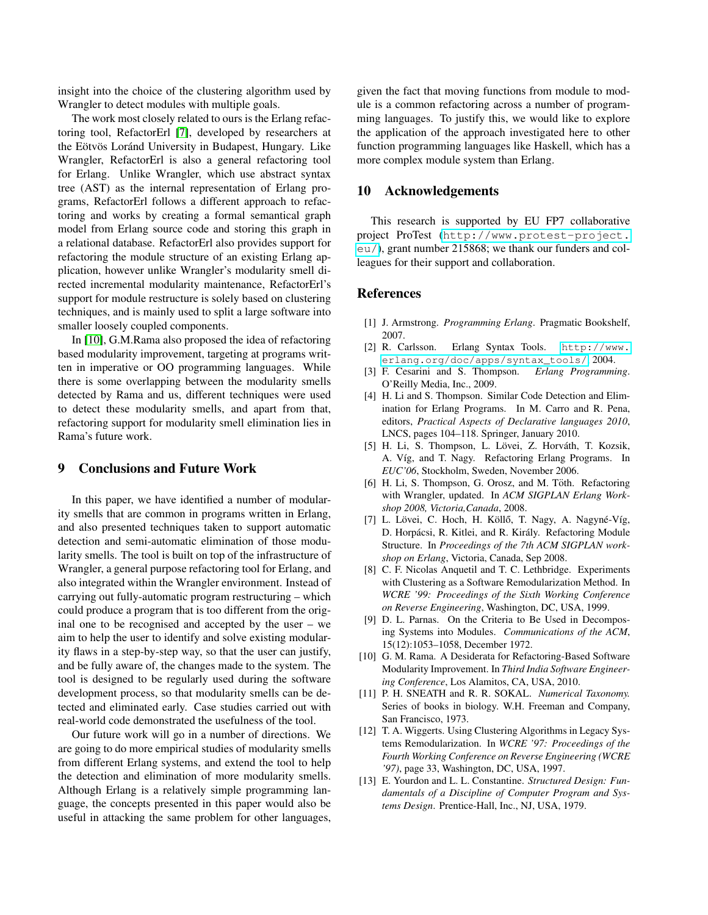insight into the choice of the clustering algorithm used by Wrangler to detect modules with multiple goals.

The work most closely related to ours is the Erlang refactoring tool, RefactorErl [7], developed by researchers at the Eötvös Loránd University in Budapest, Hungary. Like Wrangler, RefactorErl is also a general refactoring tool for Erlang. Unlike Wrangler, which use abstract syntax tree (AST) as the internal representation of Erlang programs, RefactorErl follows a different approach to refactoring and works by creating a formal semantical graph model from Erlang source code and storing this graph in a relational database. RefactorErl also provides support for refactoring the module structure of an existing Erlang application, however unlike Wrangler's modularity smell directed incremental modularity maintenance, RefactorErl's support for module restructure is solely based on clustering techniques, and is mainly used to split a large software into smaller loosely coupled components.

In [10], G.M.Rama also proposed the idea of refactoring based modularity improvement, targeting at programs written in imperative or OO programming languages. While there is some overlapping between the modularity smells detected by Rama and us, different techniques were used to detect these modularity smells, and apart from that, refactoring support for modularity smell elimination lies in Rama's future work.

## 9 Conclusions and Future Work

In this paper, we have identified a number of modularity smells that are common in programs written in Erlang, and also presented techniques taken to support automatic detection and semi-automatic elimination of those modularity smells. The tool is built on top of the infrastructure of Wrangler, a general purpose refactoring tool for Erlang, and also integrated within the Wrangler environment. Instead of carrying out fully-automatic program restructuring – which could produce a program that is too different from the original one to be recognised and accepted by the user – we aim to help the user to identify and solve existing modularity flaws in a step-by-step way, so that the user can justify, and be fully aware of, the changes made to the system. The tool is designed to be regularly used during the software development process, so that modularity smells can be detected and eliminated early. Case studies carried out with real-world code demonstrated the usefulness of the tool.

Our future work will go in a number of directions. We are going to do more empirical studies of modularity smells from different Erlang systems, and extend the tool to help the detection and elimination of more modularity smells. Although Erlang is a relatively simple programming language, the concepts presented in this paper would also be useful in attacking the same problem for other languages, given the fact that moving functions from module to module is a common refactoring across a number of programming languages. To justify this, we would like to explore the application of the approach investigated here to other function programming languages like Haskell, which has a more complex module system than Erlang.

## 10 Acknowledgements

This research is supported by EU FP7 collaborative project ProTest (http://www.protest-project.eu/), grant number 215868; we thank our funders and colleagues for their support and collaboration.

## References

[1] J. Armstrong. *Programming Erlang*. Pragmatic Bookshelf, 2007.

[2] R. Carlsson. Erlang Syntax Tools. http://www.erlang.org/doc/apps/syntax_tools/ 2004.

[3] F. Cesarini and S. Thompson. *Erlang Programming*. O'Reilly Media, Inc., 2009.

[4] H. Li and S. Thompson. Similar Code Detection and Elimination for Erlang Programs. In M. Carro and R. Pena, editors, *Practical Aspects of Declarative languages 2010*, LNCS, pages 104–118. Springer, January 2010.

[5] H. Li, S. Thompson, L. Lövei, Z. Horváth, T. Kozsik, A. Víg, and T. Nagy. Refactoring Erlang Programs. In *EUC'06*, Stockholm, Sweden, November 2006.

[6] H. Li, S. Thompson, G. Orosz, and M. Töth. Refactoring with Wrangler, updated. In *ACM SIGPLAN Erlang Workshop 2008, Victoria,Canada*, 2008.

[7] L. Lövei, C. Hoch, H. Köllő, T. Nagy, A. Nagyné-Víg, D. Horpácsi, R. Kitlei, and R. Király. Refactoring Module Structure. In *Proceedings of the 7th ACM SIGPLAN workshop on Erlang*, Victoria, Canada, Sep 2008.

[8] C. F. Nicolas Anquetil and T. C. Lethbridge. Experiments with Clustering as a Software Remodularization Method. In *WCRE '99: Proceedings of the Sixth Working Conference on Reverse Engineering*, Washington, DC, USA, 1999.

[9] D. L. Parnas. On the Criteria to Be Used in Decomposing Systems into Modules. *Communications of the ACM*, 15(12):1053–1058, December 1972.

[10] G. M. Rama. A Desiderata for Refactoring-Based Software Modularity Improvement. In *Third India Software Engineering Conference*, Los Alamitos, CA, USA, 2010.

[11] P. H. SNEATH and R. R. SOKAL. *Numerical Taxonomy.* Series of books in biology. W.H. Freeman and Company, San Francisco, 1973.

[12] T. A. Wiggerts. Using Clustering Algorithms in Legacy Systems Remodularization. In *WCRE '97: Proceedings of the Fourth Working Conference on Reverse Engineering (WCRE '97)*, page 33, Washington, DC, USA, 1997.

[13] E. Yourdon and L. L. Constantine. *Structured Design: Fundamentals of a Discipline of Computer Program and Systems Design*. Prentice-Hall, Inc., NJ, USA, 1979.